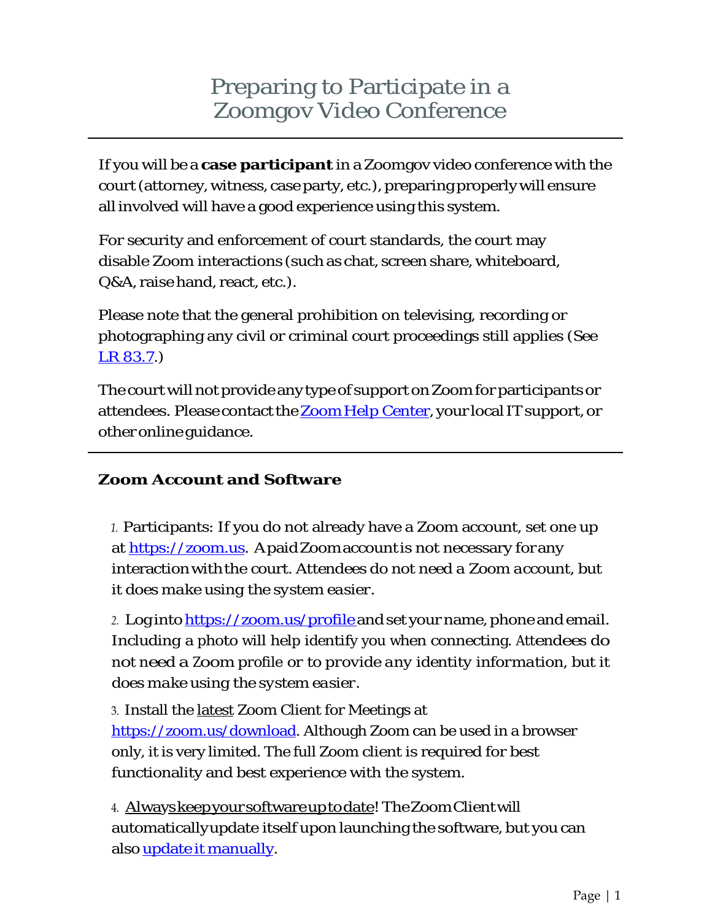# Preparing to Participate in a Zoomgov Video Conference

---

If you will be a **case participant** in a Zoomgov video conference with the court (attorney, witness, case party, etc.), preparing properly will ensure all involved will have a good experience using this system.

For security and enforcement of court standards, the court may disable Zoom interactions (such as chat, screen share, whiteboard, Q&A, raise hand, react, etc.).

Please note that the general prohibition on televising, recording or photographing any civil or criminal court proceedings still applies (See LR 83.7.)

The court will not provide any type of support on Zoom for participants or attendees. Please contact the Zoom Help Center, your local IT support, or other online guidance.

---

### Zoom Account and Software

1. Participants: If you do not already have a Zoom account, set one up at https://zoom.us. A paid Zoom account is not necessary for any interaction with the court. Attendees do not need a Zoom account, but it does make using the system easier.

2. Log into https://zoom.us/profile and set your name, phone and email. Including a photo will help identify you when connecting. Attendees do not need a Zoom profile or to provide any identity information, but it does make using the system easier.

3. Install the latest Zoom Client for Meetings at https://zoom.us/download. Although Zoom can be used in a browser only, it is very limited. The full Zoom client is required for best functionality and best experience with the system.

4. Always keep your software up to date! The Zoom Client will automatically update itself upon launching the software, but you can also update it manually.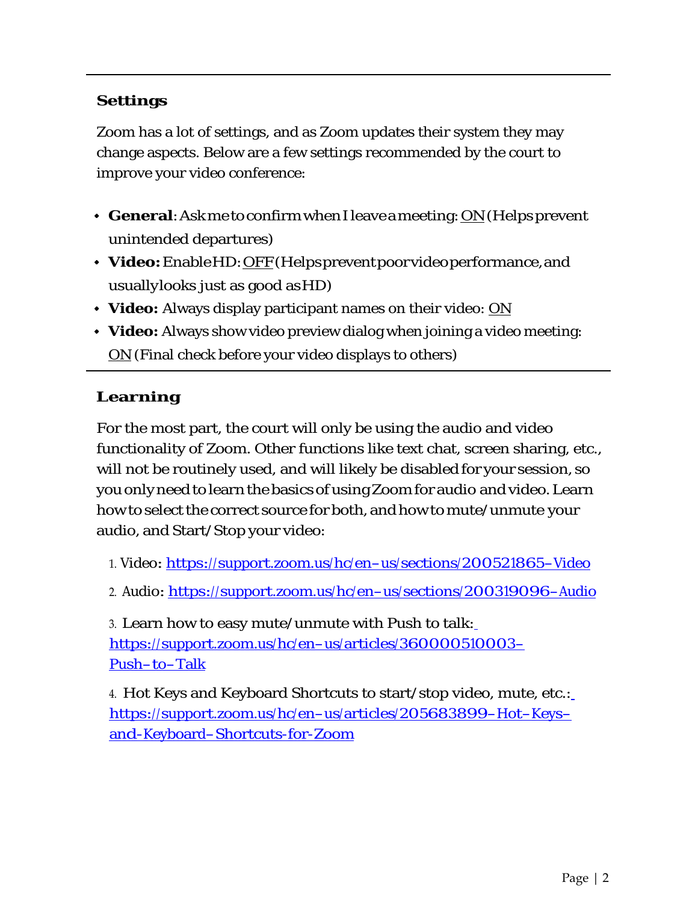## Settings

Zoom has a lot of settings, and as Zoom updates their system they may change aspects. Below are a few settings recommended by the court to improve your video conference:

- **General**: Ask me to confirm when I leave a meeting: ON (Helps prevent unintended departures)
- **Video:** Enable HD: OFF (Helps prevent poor video performance, and usually looks just as good as HD)
- **Video:** Always display participant names on their video: ON
- **Video:** Always show video preview dialog when joining a video meeting: ON (Final check before your video displays to others)

## Learning

For the most part, the court will only be using the audio and video functionality of Zoom. Other functions like text chat, screen sharing, etc., will not be routinely used, and will likely be disabled for your session, so you only need to learn the basics of using Zoom for audio and video. Learn how to select the correct source for both, and how to mute/unmute your audio, and Start/Stop your video:

1. Video: https://support.zoom.us/hc/en-us/sections/200521865-Video
2. Audio: https://support.zoom.us/hc/en-us/sections/200319096-Audio
3. Learn how to easy mute/unmute with Push to talk: https://support.zoom.us/hc/en-us/articles/360000510003-Push-to-Talk
4. Hot Keys and Keyboard Shortcuts to start/stop video, mute, etc.: https://support.zoom.us/hc/en-us/articles/205683899-Hot-Keys-and-Keyboard-Shortcuts-for-Zoom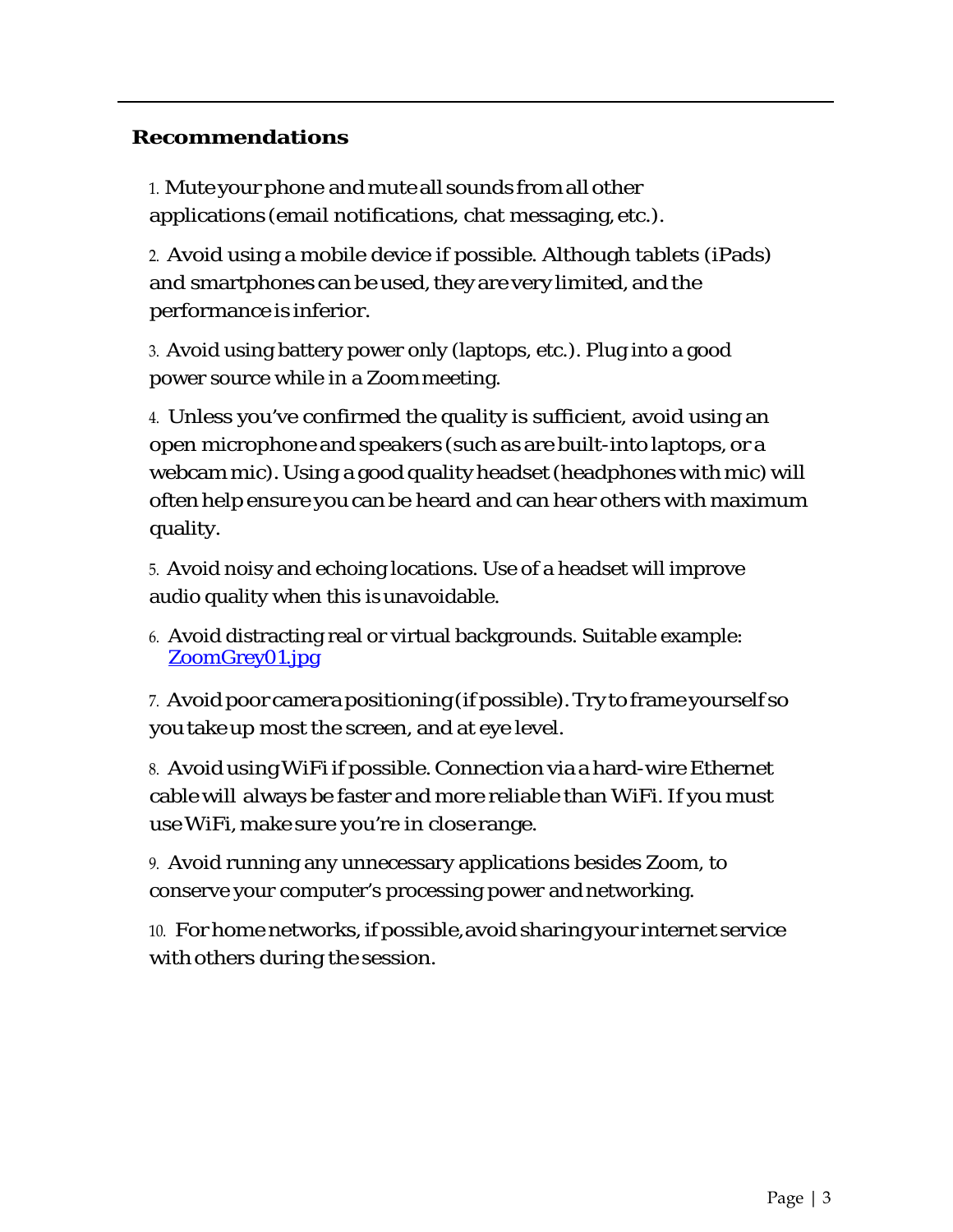## Recommendations

1. Mute your phone and mute all sounds from all other applications (email notifications, chat messaging, etc.).

2. Avoid using a mobile device if possible. Although tablets (iPads) and smartphones can be used, they are very limited, and the performance is inferior.

3. Avoid using battery power only (laptops, etc.). Plug into a good power source while in a Zoom meeting.

4. Unless you've confirmed the quality is sufficient, avoid using an open microphone and speakers (such as are built-into laptops, or a webcam mic). Using a good quality headset (headphones with mic) will often help ensure you can be heard and can hear others with maximum quality.

5. Avoid noisy and echoing locations. Use of a headset will improve audio quality when this is unavoidable.

6. Avoid distracting real or virtual backgrounds. Suitable example: ZoomGrey01.jpg

7. Avoid poor camera positioning (if possible). Try to frame yourself so you take up most the screen, and at eye level.

8. Avoid using WiFi if possible. Connection via a hard-wire Ethernet cable will always be faster and more reliable than WiFi. If you must use WiFi, make sure you're in close range.

9. Avoid running any unnecessary applications besides Zoom, to conserve your computer's processing power and networking.

10. For home networks, if possible, avoid sharing your internet service with others during the session.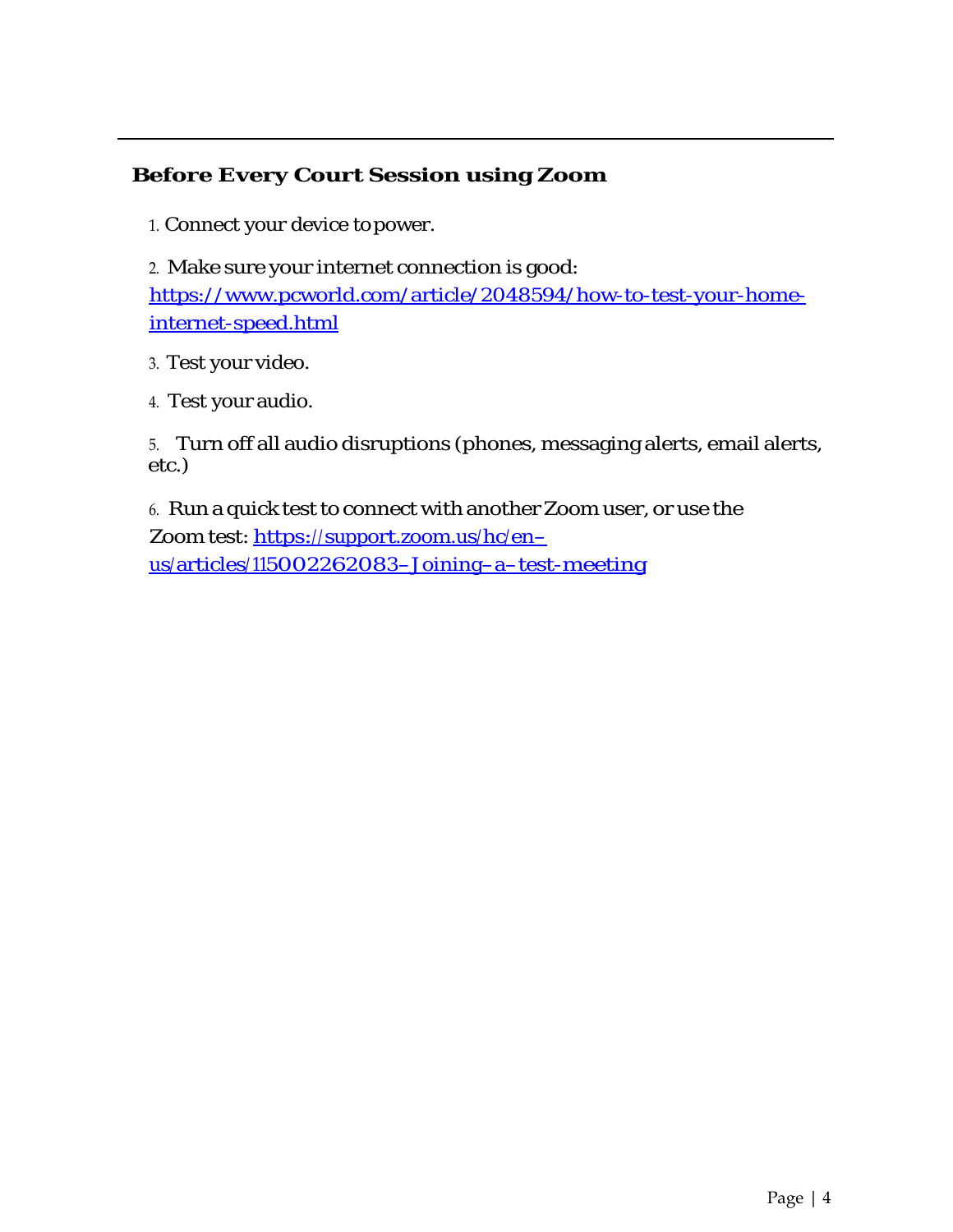## Before Every Court Session using Zoom

1. Connect your device to power.

2. Make sure your internet connection is good: https://www.pcworld.com/article/2048594/how-to-test-your-home-internet-speed.html

3. Test your video.

4. Test your audio.

5. Turn off all audio disruptions (phones, messaging alerts, email alerts, etc.)

6. Run a quick test to connect with another Zoom user, or use the Zoom test: https://support.zoom.us/hc/en–us/articles/115002262083–Joining–a–test-meeting